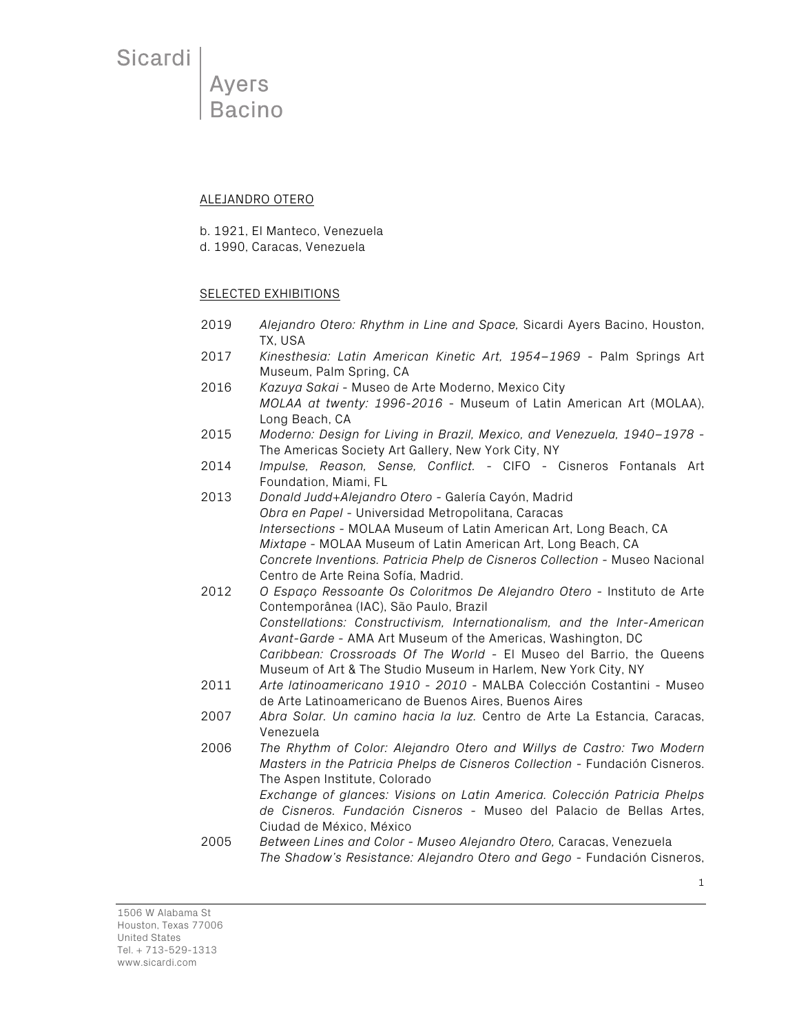Sicardi | Ayers Bacino

## ALEJANDRO OTERO

b. 1921, El Manteco, Venezuela
d. 1990, Caracas, Venezuela

### SELECTED EXHIBITIONS

2019 *Alejandro Otero: Rhythm in Line and Space,* Sicardi Ayers Bacino, Houston, TX, USA

2017 *Kinesthesia: Latin American Kinetic Art, 1954–1969* - Palm Springs Art Museum, Palm Spring, CA

2016 *Kazuya Sakai* - Museo de Arte Moderno, Mexico City
*MOLAA at twenty: 1996-2016* - Museum of Latin American Art (MOLAA), Long Beach, CA

2015 *Moderno: Design for Living in Brazil, Mexico, and Venezuela, 1940–1978* - The Americas Society Art Gallery, New York City, NY

2014 *Impulse, Reason, Sense, Conflict.* - CIFO - Cisneros Fontanals Art Foundation, Miami, FL

2013 *Donald Judd+Alejandro Otero* - Galería Cayón, Madrid
*Obra en Papel* - Universidad Metropolitana, Caracas
*Intersections* - MOLAA Museum of Latin American Art, Long Beach, CA
*Mixtape* - MOLAA Museum of Latin American Art, Long Beach, CA
*Concrete Inventions. Patricia Phelp de Cisneros Collection* - Museo Nacional Centro de Arte Reina Sofía, Madrid.

2012 *O Espaço Ressoante Os Coloritmos De Alejandro Otero* - Instituto de Arte Contemporânea (IAC), São Paulo, Brazil
*Constellations: Constructivism, Internationalism, and the Inter-American Avant-Garde* - AMA Art Museum of the Americas, Washington, DC
*Caribbean: Crossroads Of The World* - El Museo del Barrio, the Queens Museum of Art & The Studio Museum in Harlem, New York City, NY

2011 *Arte latinoamericano 1910 - 2010* - MALBA Colección Costantini - Museo de Arte Latinoamericano de Buenos Aires, Buenos Aires

2007 *Abra Solar. Un camino hacia la luz.* Centro de Arte La Estancia, Caracas, Venezuela

2006 *The Rhythm of Color: Alejandro Otero and Willys de Castro: Two Modern Masters in the Patricia Phelps de Cisneros Collection* - Fundación Cisneros. The Aspen Institute, Colorado
*Exchange of glances: Visions on Latin America. Colección Patricia Phelps de Cisneros. Fundación Cisneros* - Museo del Palacio de Bellas Artes, Ciudad de México, México

2005 *Between Lines and Color - Museo Alejandro Otero,* Caracas, Venezuela
*The Shadow's Resistance: Alejandro Otero and Gego* - Fundación Cisneros,

1506 W Alabama St
Houston, Texas 77006
United States
Tel. + 713-529-1313
www.sicardi.com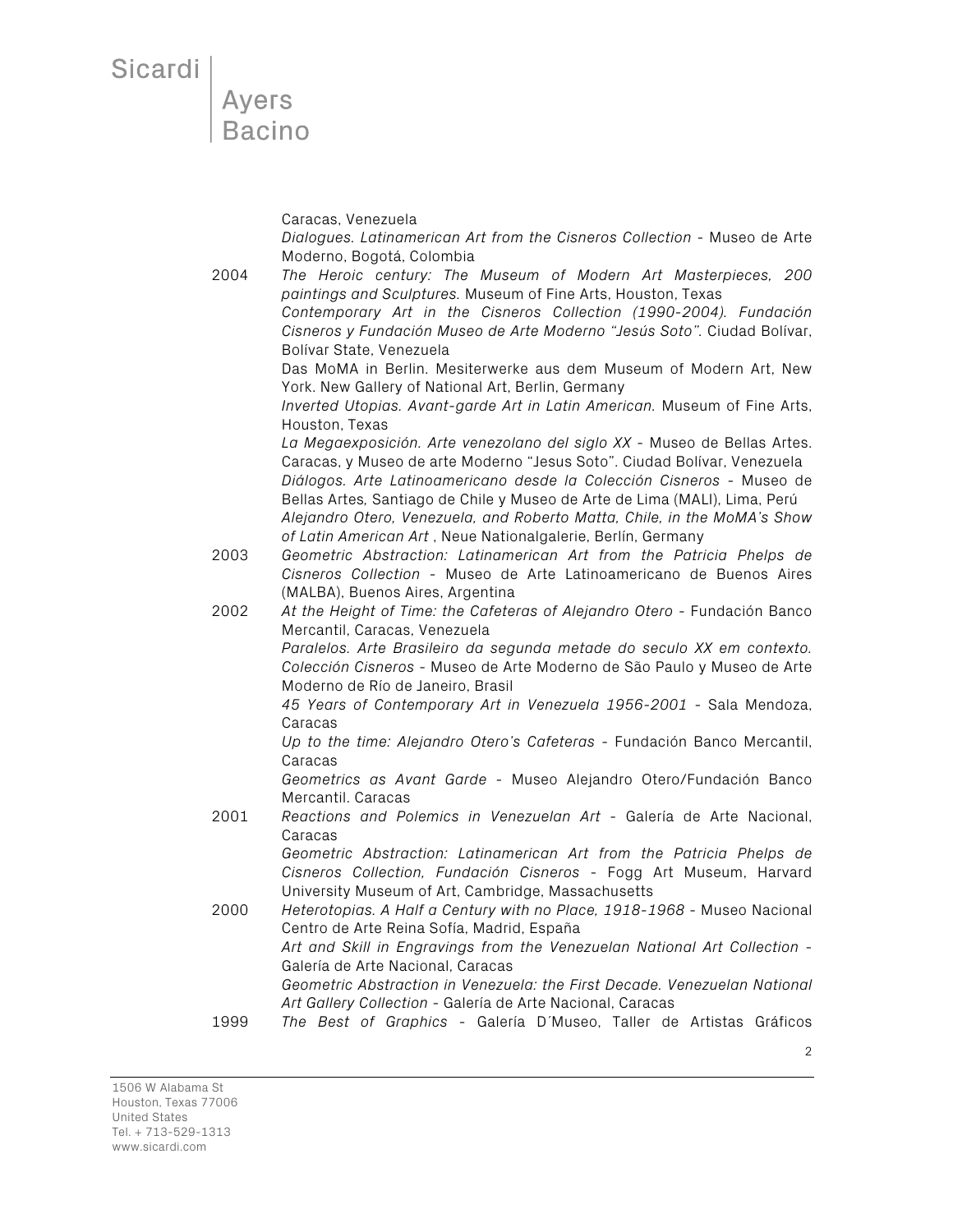Caracas, Venezuela

*Dialogues. Latinamerican Art from the Cisneros Collection* - Museo de Arte Moderno, Bogotá, Colombia

2004 *The Heroic century: The Museum of Modern Art Masterpieces, 200 paintings and Sculptures.* Museum of Fine Arts, Houston, Texas

*Contemporary Art in the Cisneros Collection (1990-2004). Fundación Cisneros y Fundación Museo de Arte Moderno "Jesús Soto".* Ciudad Bolívar, Bolívar State, Venezuela

Das MoMA in Berlin. Mesiterwerke aus dem Museum of Modern Art, New York. New Gallery of National Art, Berlin, Germany

*Inverted Utopias. Avant-garde Art in Latin American.* Museum of Fine Arts, Houston, Texas

*La Megaexposición. Arte venezolano del siglo XX* - Museo de Bellas Artes. Caracas, y Museo de arte Moderno "Jesus Soto". Ciudad Bolívar, Venezuela

*Diálogos. Arte Latinoamericano desde la Colección Cisneros* - Museo de Bellas Artes, Santiago de Chile y Museo de Arte de Lima (MALI), Lima, Perú

*Alejandro Otero, Venezuela, and Roberto Matta, Chile, in the MoMA's Show of Latin American Art* , Neue Nationalgalerie, Berlín, Germany

2003 *Geometric Abstraction: Latinamerican Art from the Patricia Phelps de Cisneros Collection* - Museo de Arte Latinoamericano de Buenos Aires (MALBA), Buenos Aires, Argentina

2002 *At the Height of Time: the Cafeteras of Alejandro Otero* - Fundación Banco Mercantil, Caracas, Venezuela

*Paralelos. Arte Brasileiro da segunda metade do seculo XX em contexto. Colección Cisneros* - Museo de Arte Moderno de São Paulo y Museo de Arte Moderno de Río de Janeiro, Brasil

*45 Years of Contemporary Art in Venezuela 1956-2001* - Sala Mendoza, Caracas

*Up to the time: Alejandro Otero's Cafeteras* - Fundación Banco Mercantil, Caracas

*Geometrics as Avant Garde* - Museo Alejandro Otero/Fundación Banco Mercantil. Caracas

2001 *Reactions and Polemics in Venezuelan Art* - Galería de Arte Nacional, Caracas

*Geometric Abstraction: Latinamerican Art from the Patricia Phelps de Cisneros Collection, Fundación Cisneros* - Fogg Art Museum, Harvard University Museum of Art, Cambridge, Massachusetts

2000 *Heterotopias. A Half a Century with no Place, 1918-1968* - Museo Nacional Centro de Arte Reina Sofía, Madrid, España

*Art and Skill in Engravings from the Venezuelan National Art Collection* - Galería de Arte Nacional, Caracas

*Geometric Abstraction in Venezuela: the First Decade. Venezuelan National Art Gallery Collection* - Galería de Arte Nacional, Caracas

1999 *The Best of Graphics* - Galería D´Museo, Taller de Artistas Gráficos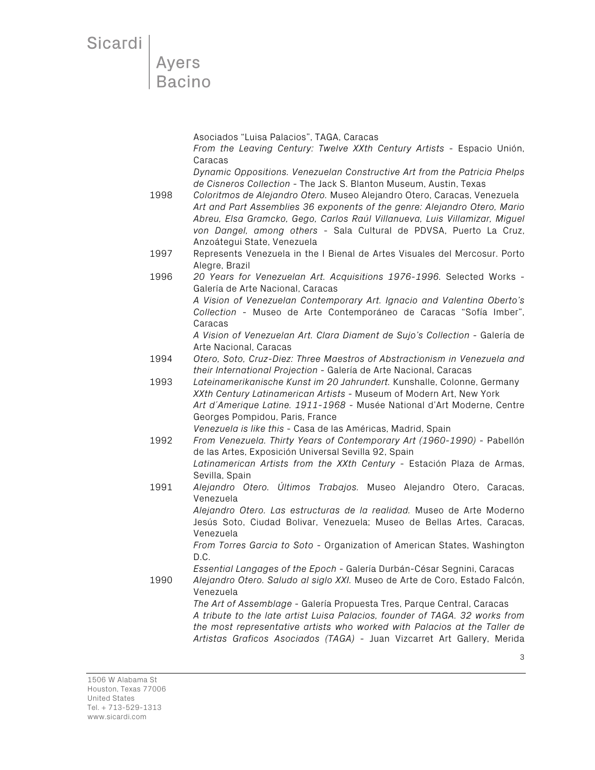Asociados "Luisa Palacios", TAGA, Caracas
*From the Leaving Century: Twelve XXth Century Artists* - Espacio Unión, Caracas
*Dynamic Oppositions. Venezuelan Constructive Art from the Patricia Phelps de Cisneros Collection* - The Jack S. Blanton Museum, Austin, Texas

1998 *Coloritmos de Alejandro Otero.* Museo Alejandro Otero, Caracas, Venezuela
*Art and Part Assemblies 36 exponents of the genre: Alejandro Otero, Mario Abreu, Elsa Gramcko, Gego, Carlos Raúl Villanueva, Luis Villamizar, Miguel von Dangel, among others* - Sala Cultural de PDVSA, Puerto La Cruz, Anzoátegui State, Venezuela

1997 Represents Venezuela in the I Bienal de Artes Visuales del Mercosur. Porto Alegre, Brazil

1996 *20 Years for Venezuelan Art. Acquisitions 1976-1996.* Selected Works - Galería de Arte Nacional, Caracas
*A Vision of Venezuelan Contemporary Art. Ignacio and Valentina Oberto's Collection* - Museo de Arte Contemporáneo de Caracas "Sofía Imber", Caracas
*A Vision of Venezuelan Art. Clara Diament de Sujo's Collection* - Galería de Arte Nacional, Caracas

1994 *Otero, Soto, Cruz-Diez: Three Maestros of Abstractionism in Venezuela and their International Projection* - Galería de Arte Nacional, Caracas

1993 *Lateinamerikanische Kunst im 20 Jahrundert.* Kunshalle, Colonne, Germany
*XXth Century Latinamerican Artists* - Museum of Modern Art, New York
*Art d´Amerique Latine. 1911-1968* - Musée National d'Art Moderne, Centre Georges Pompidou, Paris, France
*Venezuela is like this* - Casa de las Américas, Madrid, Spain

1992 *From Venezuela. Thirty Years of Contemporary Art (1960-1990)* - Pabellón de las Artes, Exposición Universal Sevilla 92, Spain
*Latinamerican Artists from the XXth Century* - Estación Plaza de Armas, Sevilla, Spain

1991 *Alejandro Otero. Últimos Trabajos.* Museo Alejandro Otero, Caracas, Venezuela
*Alejandro Otero. Las estructuras de la realidad.* Museo de Arte Moderno Jesús Soto, Ciudad Bolivar, Venezuela; Museo de Bellas Artes, Caracas, Venezuela
*From Torres Garcia to Soto* - Organization of American States, Washington D.C.
*Essential Langages of the Epoch* - Galería Durbán-César Segnini, Caracas

1990 *Alejandro Otero. Saludo al siglo XXI.* Museo de Arte de Coro, Estado Falcón, Venezuela
*The Art of Assemblage* - Galería Propuesta Tres, Parque Central, Caracas
*A tribute to the late artist Luisa Palacios, founder of TAGA. 32 works from the most representative artists who worked with Palacios at the Taller de Artistas Graficos Asociados (TAGA)* - Juan Vizcarret Art Gallery, Merida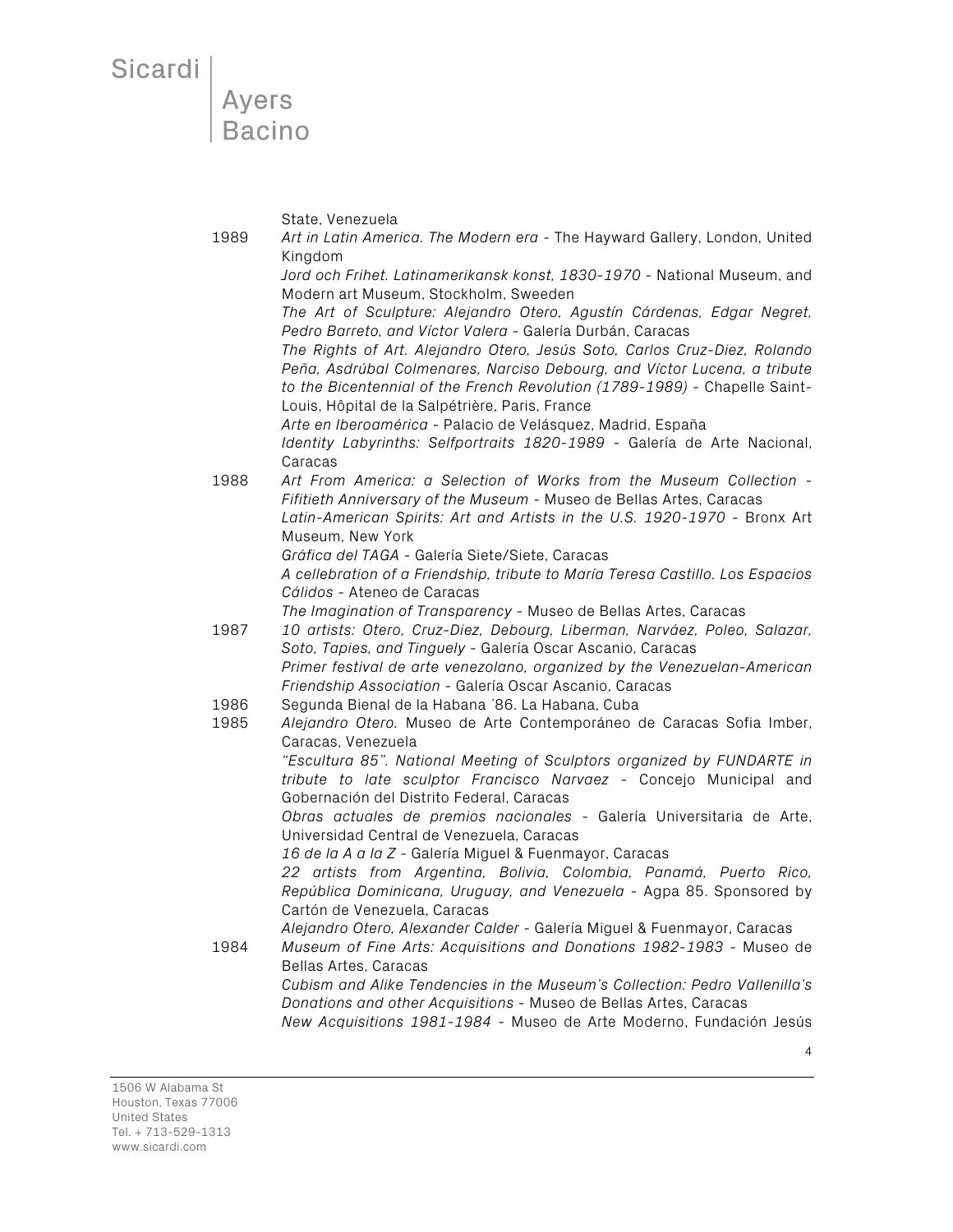State, Venezuela

1989 *Art in Latin America. The Modern era* - The Hayward Gallery, London, United Kingdom

*Jord och Frihet. Latinamerikansk konst, 1830-1970* - National Museum, and Modern art Museum, Stockholm, Sweeden

*The Art of Sculpture: Alejandro Otero, Agustín Cárdenas, Edgar Negret, Pedro Barreto, and Víctor Valera* - Galería Durbán, Caracas

*The Rights of Art. Alejandro Otero, Jesús Soto, Carlos Cruz-Diez, Rolando Peña, Asdrúbal Colmenares, Narciso Debourg, and Víctor Lucena, a tribute to the Bicentennial of the French Revolution (1789-1989)* - Chapelle Saint-Louis, Hôpital de la Salpétrière, Paris, France

*Arte en Iberoamérica* - Palacio de Velásquez, Madrid, España

*Identity Labyrinths: Selfportraits 1820-1989* - Galería de Arte Nacional, Caracas

1988 *Art From America: a Selection of Works from the Museum Collection - Fifitieth Anniversary of the Museum* - Museo de Bellas Artes, Caracas

*Latin-American Spirits: Art and Artists in the U.S. 1920-1970* - Bronx Art Museum, New York

*Gráfica del TAGA* - Galería Siete/Siete, Caracas

*A cellebration of a Friendship, tribute to María Teresa Castillo. Los Espacios Cálidos* - Ateneo de Caracas

*The Imagination of Transparency* - Museo de Bellas Artes, Caracas

1987 *10 artists: Otero, Cruz-Diez, Debourg, Liberman, Narváez, Poleo, Salazar, Soto, Tapies, and Tinguely* - Galería Oscar Ascanio, Caracas

*Primer festival de arte venezolano, organized by the Venezuelan-American Friendship Association* - Galería Oscar Ascanio, Caracas

1986 Segunda Bienal de la Habana ´86. La Habana, Cuba

1985 *Alejandro Otero.* Museo de Arte Contemporáneo de Caracas Sofia Imber, Caracas, Venezuela

*"Escultura 85". National Meeting of Sculptors organized by FUNDARTE in tribute to late sculptor Francisco Narvaez* - Concejo Municipal and Gobernación del Distrito Federal, Caracas

*Obras actuales de premios nacionales* - Galería Universitaria de Arte, Universidad Central de Venezuela, Caracas

*16 de la A a la Z* - Galería Miguel & Fuenmayor, Caracas

*22 artists from Argentina, Bolivia, Colombia, Panamá, Puerto Rico, República Dominicana, Uruguay, and Venezuela* - Agpa 85. Sponsored by Cartón de Venezuela, Caracas

*Alejandro Otero, Alexander Calder* - Galería Miguel & Fuenmayor, Caracas

1984 *Museum of Fine Arts: Acquisitions and Donations 1982-1983* - Museo de Bellas Artes, Caracas

*Cubism and Alike Tendencies in the Museum's Collection: Pedro Vallenilla's Donations and other Acquisitions* - Museo de Bellas Artes, Caracas

*New Acquisitions 1981-1984* - Museo de Arte Moderno, Fundación Jesús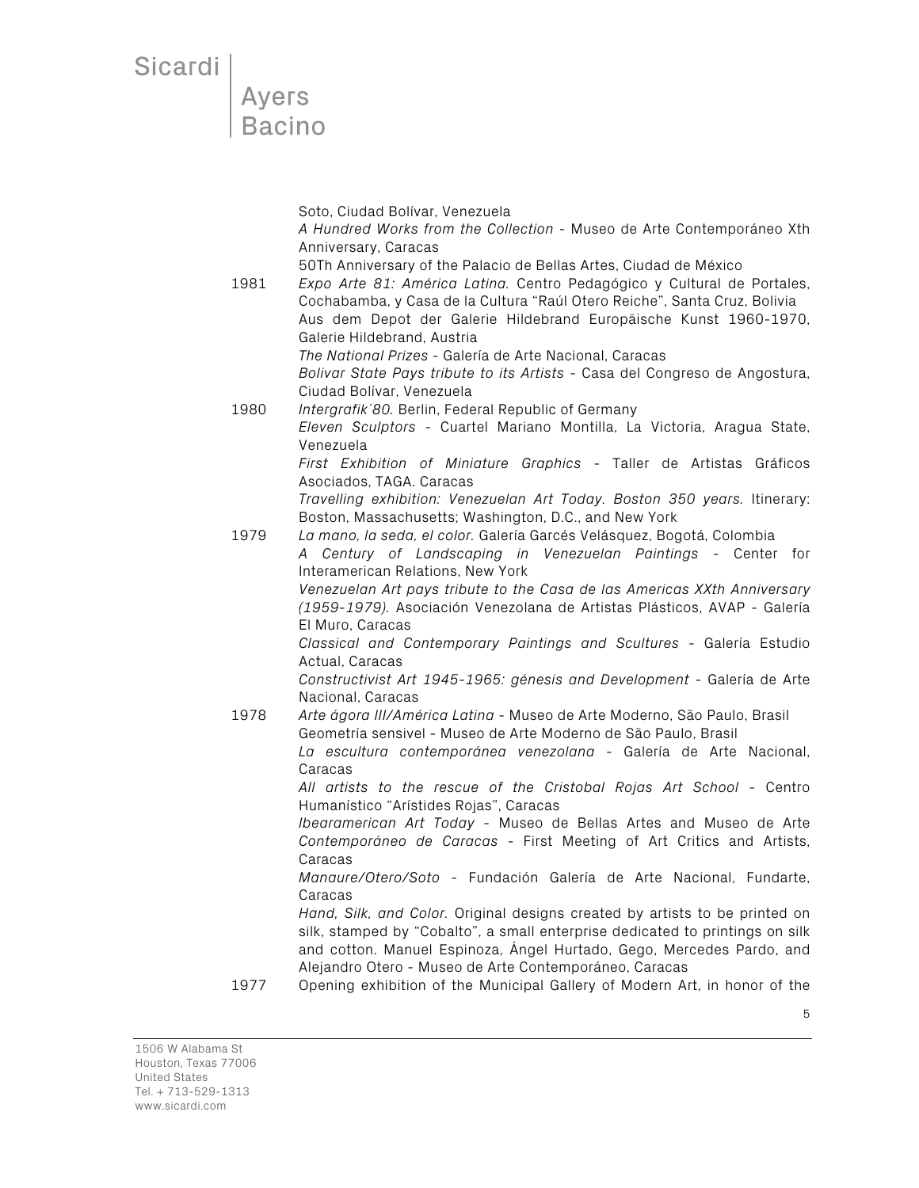Soto, Ciudad Bolívar, Venezuela
*A Hundred Works from the Collection* - Museo de Arte Contemporáneo Xth Anniversary, Caracas
50Th Anniversary of the Palacio de Bellas Artes, Ciudad de México

1981 *Expo Arte 81: América Latina.* Centro Pedagógico y Cultural de Portales, Cochabamba, y Casa de la Cultura "Raúl Otero Reiche", Santa Cruz, Bolivia
Aus dem Depot der Galerie Hildebrand Europäische Kunst 1960-1970, Galerie Hildebrand, Austria
*The National Prizes* - Galería de Arte Nacional, Caracas
*Bolivar State Pays tribute to its Artists* - Casa del Congreso de Angostura, Ciudad Bolívar, Venezuela

1980 *Intergrafik´80.* Berlin, Federal Republic of Germany
*Eleven Sculptors* - Cuartel Mariano Montilla, La Victoria, Aragua State, Venezuela
*First Exhibition of Miniature Graphics* - Taller de Artistas Gráficos Asociados, TAGA. Caracas
*Travelling exhibition: Venezuelan Art Today. Boston 350 years.* Itinerary: Boston, Massachusetts; Washington, D.C., and New York

1979 *La mano, la seda, el color.* Galería Garcés Velásquez, Bogotá, Colombia
*A Century of Landscaping in Venezuelan Paintings* - Center for Interamerican Relations, New York
*Venezuelan Art pays tribute to the Casa de las Americas XXth Anniversary (1959-1979).* Asociación Venezolana de Artistas Plásticos, AVAP - Galería El Muro, Caracas
*Classical and Contemporary Paintings and Scultures* - Galería Estudio Actual, Caracas
*Constructivist Art 1945-1965: génesis and Development* - Galería de Arte Nacional, Caracas

1978 *Arte ágora III/América Latina* - Museo de Arte Moderno, São Paulo, Brasil
Geometría sensivel - Museo de Arte Moderno de São Paulo, Brasil
*La escultura contemporánea venezolana* - Galería de Arte Nacional, Caracas
*All artists to the rescue of the Cristobal Rojas Art School* - Centro Humanístico "Arístides Rojas", Caracas
*Ibearamerican Art Today* - Museo de Bellas Artes and Museo de Arte *Contemporáneo de Caracas* - First Meeting of Art Critics and Artists, Caracas
*Manaure/Otero/Soto* - Fundación Galería de Arte Nacional, Fundarte, Caracas
*Hand, Silk, and Color.* Original designs created by artists to be printed on silk, stamped by "Cobalto", a small enterprise dedicated to printings on silk and cotton. Manuel Espinoza, Ángel Hurtado, Gego, Mercedes Pardo, and Alejandro Otero - Museo de Arte Contemporáneo, Caracas

1977 Opening exhibition of the Municipal Gallery of Modern Art, in honor of the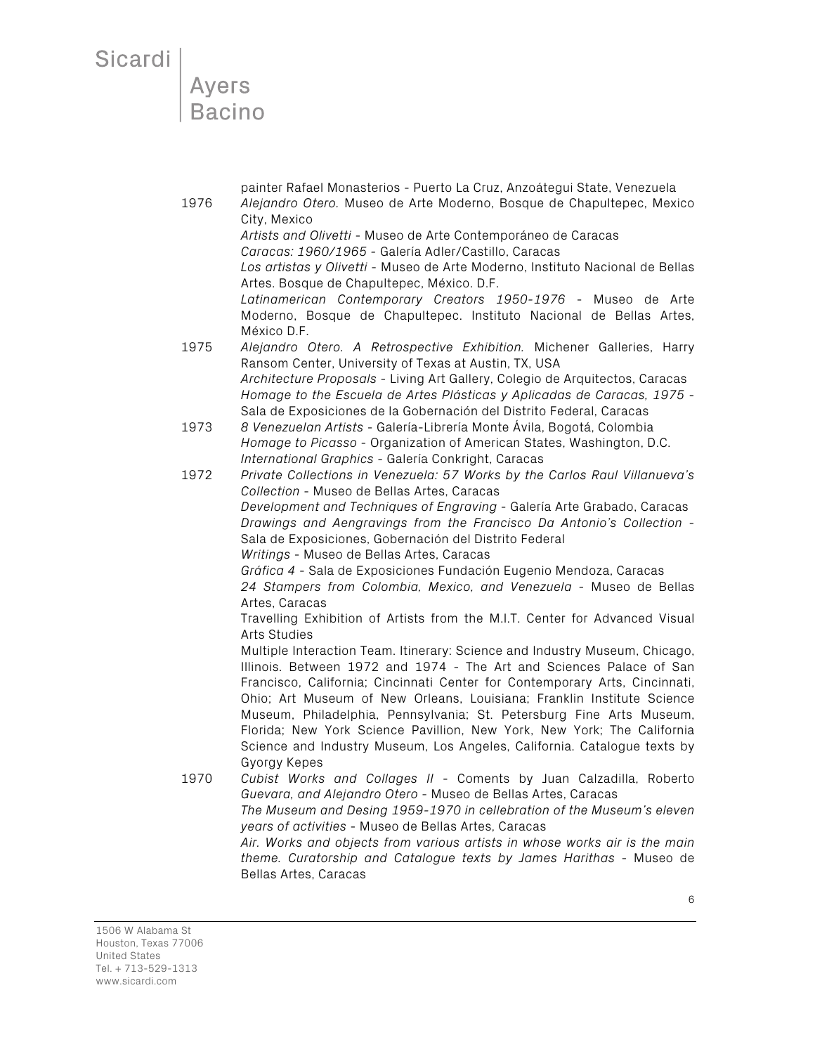painter Rafael Monasterios - Puerto La Cruz, Anzoátegui State, Venezuela

1976 *Alejandro Otero.* Museo de Arte Moderno, Bosque de Chapultepec, Mexico City, Mexico
*Artists and Olivetti* - Museo de Arte Contemporáneo de Caracas
*Caracas: 1960/1965* - Galería Adler/Castillo, Caracas
*Los artistas y Olivetti* - Museo de Arte Moderno, Instituto Nacional de Bellas Artes. Bosque de Chapultepec, México. D.F.
*Latinamerican Contemporary Creators 1950-1976* - Museo de Arte Moderno, Bosque de Chapultepec. Instituto Nacional de Bellas Artes, México D.F.

1975 *Alejandro Otero. A Retrospective Exhibition.* Michener Galleries, Harry Ransom Center, University of Texas at Austin, TX, USA
*Architecture Proposals* - Living Art Gallery, Colegio de Arquitectos, Caracas
*Homage to the Escuela de Artes Plásticas y Aplicadas de Caracas, 1975* - Sala de Exposiciones de la Gobernación del Distrito Federal, Caracas

1973 *8 Venezuelan Artists* - Galería-Librería Monte Ávila, Bogotá, Colombia
*Homage to Picasso* - Organization of American States, Washington, D.C.
*International Graphics* - Galería Conkright, Caracas

1972 *Private Collections in Venezuela: 57 Works by the Carlos Raul Villanueva's Collection* - Museo de Bellas Artes, Caracas
*Development and Techniques of Engraving* - Galería Arte Grabado, Caracas
*Drawings and Aengravings from the Francisco Da Antonio's Collection* - Sala de Exposiciones, Gobernación del Distrito Federal
*Writings* - Museo de Bellas Artes, Caracas
*Gráfica 4* - Sala de Exposiciones Fundación Eugenio Mendoza, Caracas
*24 Stampers from Colombia, Mexico, and Venezuela* - Museo de Bellas Artes, Caracas
Travelling Exhibition of Artists from the M.I.T. Center for Advanced Visual Arts Studies
Multiple Interaction Team. Itinerary: Science and Industry Museum, Chicago, Illinois. Between 1972 and 1974 - The Art and Sciences Palace of San Francisco, California; Cincinnati Center for Contemporary Arts, Cincinnati, Ohio; Art Museum of New Orleans, Louisiana; Franklin Institute Science Museum, Philadelphia, Pennsylvania; St. Petersburg Fine Arts Museum, Florida; New York Science Pavillion, New York, New York; The California Science and Industry Museum, Los Angeles, California. Catalogue texts by Gyorgy Kepes

1970 *Cubist Works and Collages II* - Coments by Juan Calzadilla, Roberto *Guevara, and Alejandro Otero* - Museo de Bellas Artes, Caracas
*The Museum and Desing 1959-1970 in cellebration of the Museum's eleven years of activities* - Museo de Bellas Artes, Caracas
*Air. Works and objects from various artists in whose works air is the main theme. Curatorship and Catalogue texts by James Harithas* - Museo de Bellas Artes, Caracas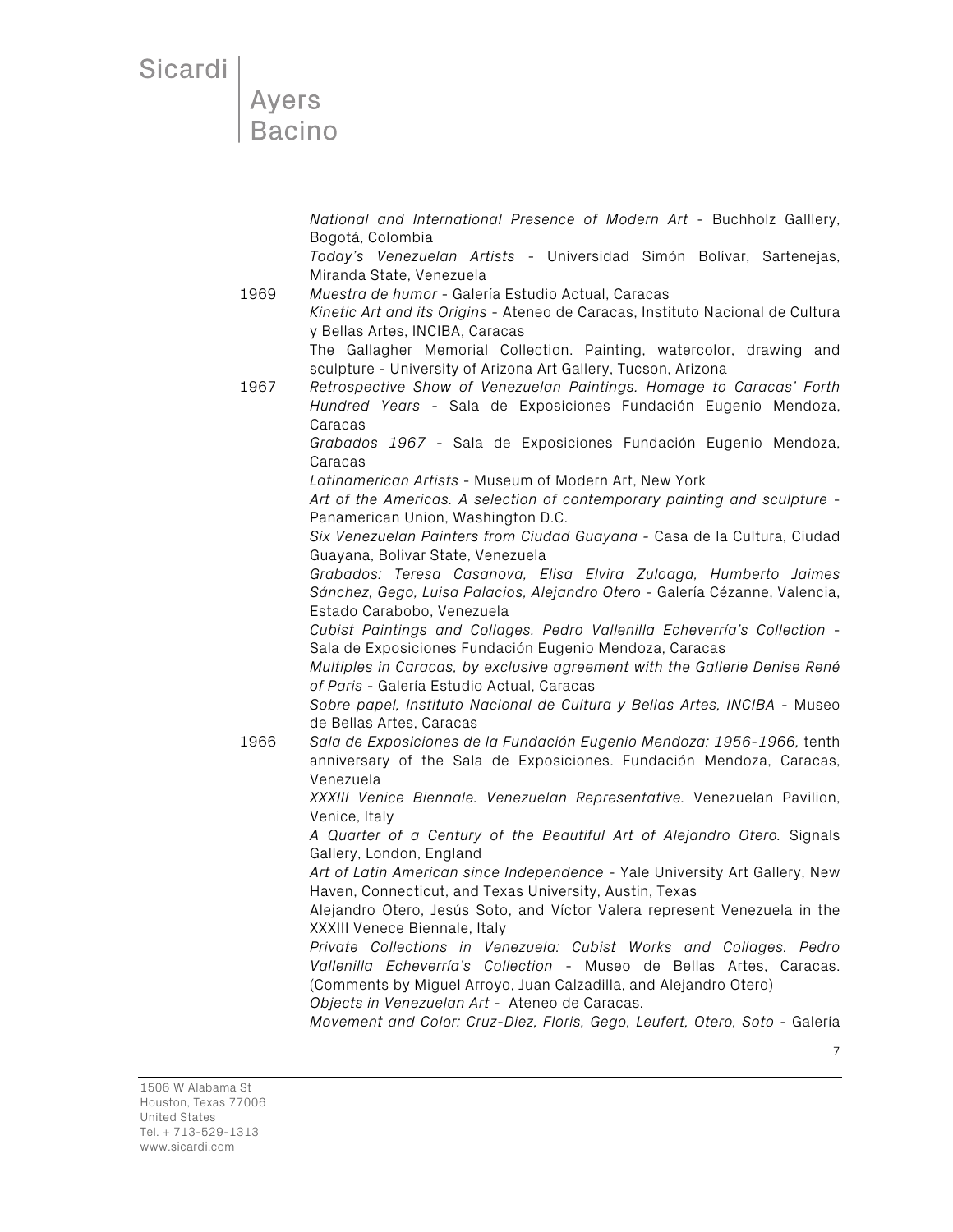*National and International Presence of Modern Art* - Buchholz Galllery, Bogotá, Colombia

*Today's Venezuelan Artists* - Universidad Simón Bolívar, Sartenejas, Miranda State, Venezuela

1969 *Muestra de humor* - Galería Estudio Actual, Caracas

*Kinetic Art and its Origins* - Ateneo de Caracas, Instituto Nacional de Cultura y Bellas Artes, INCIBA, Caracas

The Gallagher Memorial Collection. Painting, watercolor, drawing and sculpture - University of Arizona Art Gallery, Tucson, Arizona

1967 *Retrospective Show of Venezuelan Paintings. Homage to Caracas' Forth Hundred Years* - Sala de Exposiciones Fundación Eugenio Mendoza, Caracas

*Grabados 1967* - Sala de Exposiciones Fundación Eugenio Mendoza, Caracas

*Latinamerican Artists* - Museum of Modern Art, New York

*Art of the Americas. A selection of contemporary painting and sculpture* - Panamerican Union, Washington D.C.

*Six Venezuelan Painters from Ciudad Guayana* - Casa de la Cultura, Ciudad Guayana, Bolivar State, Venezuela

*Grabados: Teresa Casanova, Elisa Elvira Zuloaga, Humberto Jaimes Sánchez, Gego, Luisa Palacios, Alejandro Otero* - Galería Cézanne, Valencia, Estado Carabobo, Venezuela

*Cubist Paintings and Collages. Pedro Vallenilla Echeverría's Collection* - Sala de Exposiciones Fundación Eugenio Mendoza, Caracas

*Multiples in Caracas, by exclusive agreement with the Gallerie Denise René of Paris* - Galería Estudio Actual, Caracas

*Sobre papel, Instituto Nacional de Cultura y Bellas Artes, INCIBA* - Museo de Bellas Artes, Caracas

1966 *Sala de Exposiciones de la Fundación Eugenio Mendoza: 1956-1966,* tenth anniversary of the Sala de Exposiciones. Fundación Mendoza, Caracas, Venezuela

*XXXIII Venice Biennale. Venezuelan Representative.* Venezuelan Pavilion, Venice, Italy

*A Quarter of a Century of the Beautiful Art of Alejandro Otero.* Signals Gallery, London, England

*Art of Latin American since Independence* - Yale University Art Gallery, New Haven, Connecticut, and Texas University, Austin, Texas

Alejandro Otero, Jesús Soto, and Víctor Valera represent Venezuela in the XXXIII Venece Biennale, Italy

*Private Collections in Venezuela: Cubist Works and Collages. Pedro Vallenilla Echeverría's Collection* - Museo de Bellas Artes, Caracas. (Comments by Miguel Arroyo, Juan Calzadilla, and Alejandro Otero)

*Objects in Venezuelan Art* - Ateneo de Caracas.

*Movement and Color: Cruz-Diez, Floris, Gego, Leufert, Otero, Soto* - Galería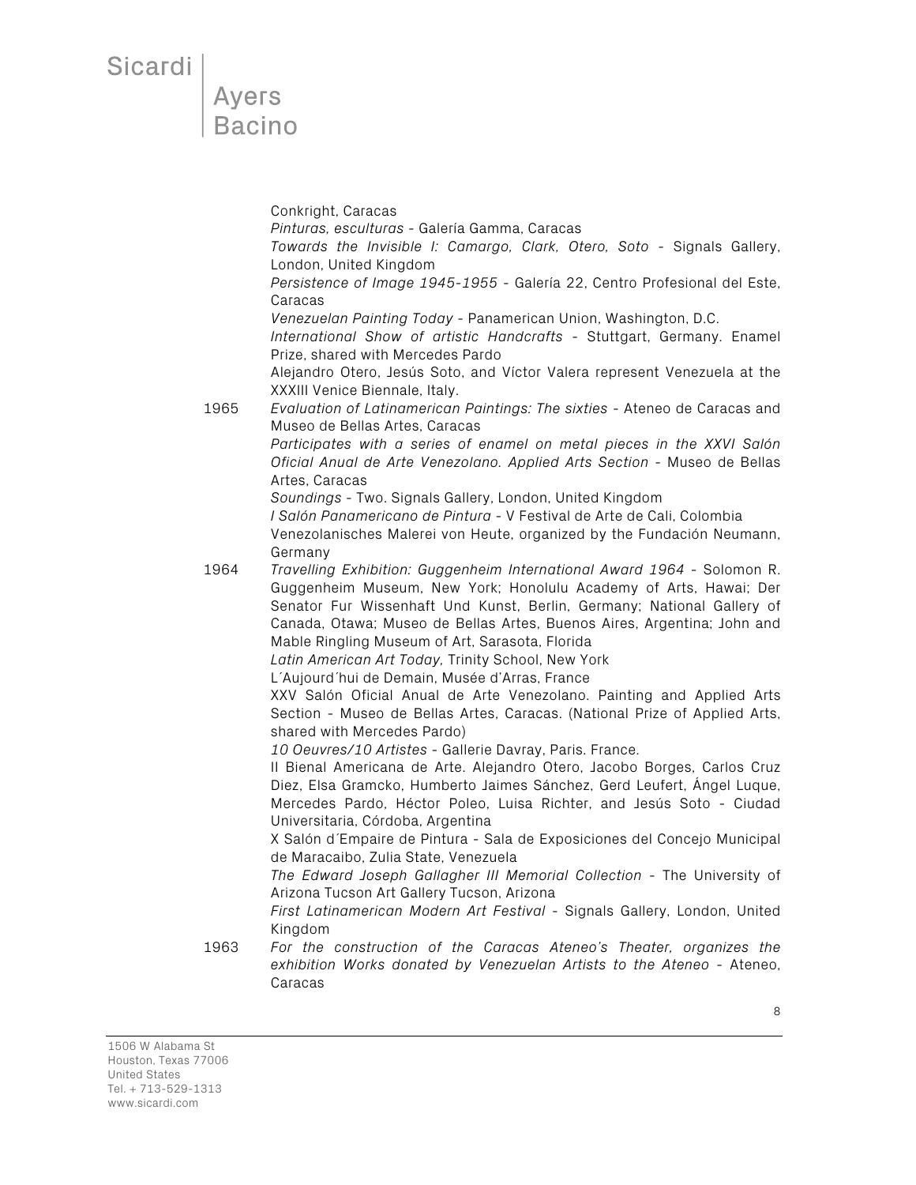Conkright, Caracas

*Pinturas, esculturas* - Galería Gamma, Caracas

*Towards the Invisible I: Camargo, Clark, Otero, Soto* - Signals Gallery, London, United Kingdom

*Persistence of Image 1945-1955* - Galería 22, Centro Profesional del Este, Caracas

*Venezuelan Painting Today* - Panamerican Union, Washington, D.C.

*International Show of artistic Handcrafts* - Stuttgart, Germany. Enamel Prize, shared with Mercedes Pardo

Alejandro Otero, Jesús Soto, and Víctor Valera represent Venezuela at the XXXIII Venice Biennale, Italy.

1965 *Evaluation of Latinamerican Paintings: The sixties* - Ateneo de Caracas and Museo de Bellas Artes, Caracas

*Participates with a series of enamel on metal pieces in the XXVI Salón Oficial Anual de Arte Venezolano. Applied Arts Section* - Museo de Bellas Artes, Caracas

*Soundings* - Two. Signals Gallery, London, United Kingdom

*I Salón Panamericano de Pintura* - V Festival de Arte de Cali, Colombia

Venezolanisches Malerei von Heute, organized by the Fundación Neumann, Germany

1964 *Travelling Exhibition: Guggenheim International Award 1964* - Solomon R. Guggenheim Museum, New York; Honolulu Academy of Arts, Hawai; Der Senator Fur Wissenhaft Und Kunst, Berlin, Germany; National Gallery of Canada, Otawa; Museo de Bellas Artes, Buenos Aires, Argentina; John and Mable Ringling Museum of Art, Sarasota, Florida

*Latin American Art Today,* Trinity School, New York

L´Aujourd´hui de Demain, Musée d'Arras, France

XXV Salón Oficial Anual de Arte Venezolano. Painting and Applied Arts Section - Museo de Bellas Artes, Caracas. (National Prize of Applied Arts, shared with Mercedes Pardo)

*10 Oeuvres/10 Artistes* - Gallerie Davray, Paris. France.

II Bienal Americana de Arte. Alejandro Otero, Jacobo Borges, Carlos Cruz Diez, Elsa Gramcko, Humberto Jaimes Sánchez, Gerd Leufert, Ángel Luque, Mercedes Pardo, Héctor Poleo, Luisa Richter, and Jesús Soto - Ciudad Universitaria, Córdoba, Argentina

X Salón d´Empaire de Pintura - Sala de Exposiciones del Concejo Municipal de Maracaibo, Zulia State, Venezuela

*The Edward Joseph Gallagher III Memorial Collection* - The University of Arizona Tucson Art Gallery Tucson, Arizona

*First Latinamerican Modern Art Festival* - Signals Gallery, London, United Kingdom

1963 *For the construction of the Caracas Ateneo's Theater, organizes the exhibition Works donated by Venezuelan Artists to the Ateneo* - Ateneo, Caracas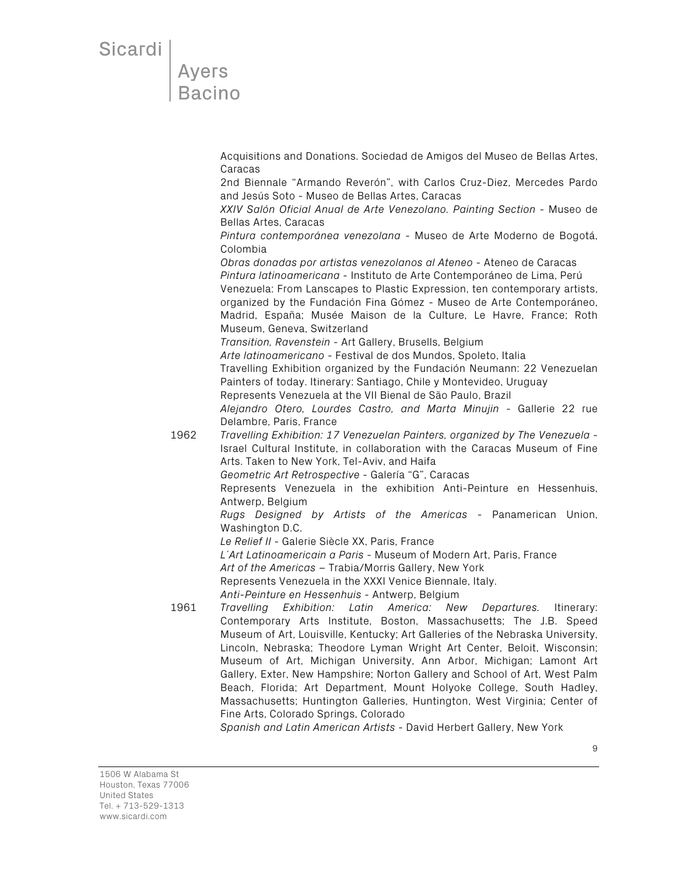Acquisitions and Donations. Sociedad de Amigos del Museo de Bellas Artes, Caracas

2nd Biennale "Armando Reverón", with Carlos Cruz-Diez, Mercedes Pardo and Jesús Soto - Museo de Bellas Artes, Caracas

*XXIV Salón Oficial Anual de Arte Venezolano. Painting Section* - Museo de Bellas Artes, Caracas

*Pintura contemporánea venezolana* - Museo de Arte Moderno de Bogotá, Colombia

*Obras donadas por artistas venezolanos al Ateneo* - Ateneo de Caracas

*Pintura latinoamericana* - Instituto de Arte Contemporáneo de Lima, Perú

Venezuela: From Lanscapes to Plastic Expression, ten contemporary artists, organized by the Fundación Fina Gómez - Museo de Arte Contemporáneo, Madrid, España; Musée Maison de la Culture, Le Havre, France; Roth Museum, Geneva, Switzerland

*Transition, Ravenstein* - Art Gallery, Brusells, Belgium

*Arte latinoamericano* - Festival de dos Mundos, Spoleto, Italia

Travelling Exhibition organized by the Fundación Neumann: 22 Venezuelan Painters of today. Itinerary: Santiago, Chile y Montevideo, Uruguay

Represents Venezuela at the VII Bienal de São Paulo, Brazil

*Alejandro Otero, Lourdes Castro, and Marta Minujin* - Gallerie 22 rue Delambre, Paris, France

**1962**

*Travelling Exhibition: 17 Venezuelan Painters, organized by The Venezuela* - Israel Cultural Institute, in collaboration with the Caracas Museum of Fine Arts. Taken to New York, Tel-Aviv, and Haifa

*Geometric Art Retrospective* - Galería "G", Caracas

Represents Venezuela in the exhibition Anti-Peinture en Hessenhuis, Antwerp, Belgium

*Rugs Designed by Artists of the Americas* - Panamerican Union, Washington D.C.

*Le Relief II* - Galerie Siècle XX, Paris, France

*L´Art Latinoamericain a Paris* - Museum of Modern Art, Paris, France

*Art of the Americas* – Trabia/Morris Gallery, New York

Represents Venezuela in the XXXI Venice Biennale, Italy.

*Anti-Peinture en Hessenhuis* - Antwerp, Belgium

**1961**

*Travelling Exhibition: Latin America: New Departures.* Itinerary: Contemporary Arts Institute, Boston, Massachusetts; The J.B. Speed Museum of Art, Louisville, Kentucky; Art Galleries of the Nebraska University, Lincoln, Nebraska; Theodore Lyman Wright Art Center, Beloit, Wisconsin; Museum of Art, Michigan University, Ann Arbor, Michigan; Lamont Art Gallery, Exter, New Hampshire; Norton Gallery and School of Art, West Palm Beach, Florida; Art Department, Mount Holyoke College, South Hadley, Massachusetts; Huntington Galleries, Huntington, West Virginia; Center of Fine Arts, Colorado Springs, Colorado

*Spanish and Latin American Artists* - David Herbert Gallery, New York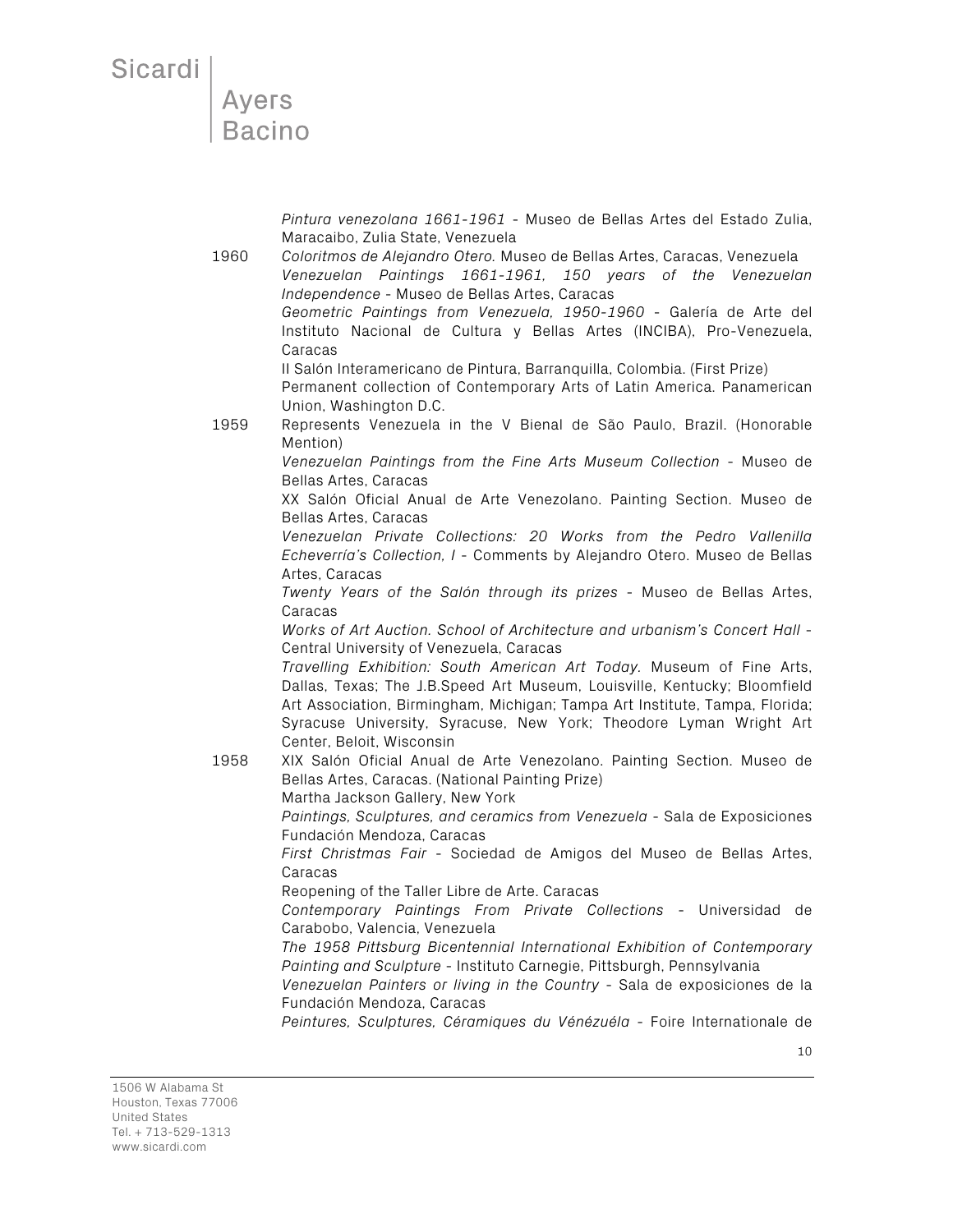*Pintura venezolana 1661-1961* - Museo de Bellas Artes del Estado Zulia, Maracaibo, Zulia State, Venezuela

1960 *Coloritmos de Alejandro Otero.* Museo de Bellas Artes, Caracas, Venezuela
*Venezuelan Paintings 1661-1961, 150 years of the Venezuelan Independence* - Museo de Bellas Artes, Caracas
*Geometric Paintings from Venezuela, 1950-1960* - Galería de Arte del Instituto Nacional de Cultura y Bellas Artes (INCIBA), Pro-Venezuela, Caracas
II Salón Interamericano de Pintura, Barranquilla, Colombia. (First Prize)
Permanent collection of Contemporary Arts of Latin America. Panamerican Union, Washington D.C.

1959 Represents Venezuela in the V Bienal de São Paulo, Brazil. (Honorable Mention)
*Venezuelan Paintings from the Fine Arts Museum Collection* - Museo de Bellas Artes, Caracas
XX Salón Oficial Anual de Arte Venezolano. Painting Section. Museo de Bellas Artes, Caracas
*Venezuelan Private Collections: 20 Works from the Pedro Vallenilla Echeverría's Collection, I* - Comments by Alejandro Otero. Museo de Bellas Artes, Caracas
*Twenty Years of the Salón through its prizes* - Museo de Bellas Artes, Caracas
*Works of Art Auction. School of Architecture and urbanism's Concert Hall* - Central University of Venezuela, Caracas
*Travelling Exhibition: South American Art Today.* Museum of Fine Arts, Dallas, Texas; The J.B.Speed Art Museum, Louisville, Kentucky; Bloomfield Art Association, Birmingham, Michigan; Tampa Art Institute, Tampa, Florida; Syracuse University, Syracuse, New York; Theodore Lyman Wright Art Center, Beloit, Wisconsin

1958 XIX Salón Oficial Anual de Arte Venezolano. Painting Section. Museo de Bellas Artes, Caracas. (National Painting Prize)
Martha Jackson Gallery, New York
*Paintings, Sculptures, and ceramics from Venezuela* - Sala de Exposiciones Fundación Mendoza, Caracas
*First Christmas Fair* - Sociedad de Amigos del Museo de Bellas Artes, Caracas
Reopening of the Taller Libre de Arte. Caracas
*Contemporary Paintings From Private Collections* - Universidad de Carabobo, Valencia, Venezuela
*The 1958 Pittsburg Bicentennial International Exhibition of Contemporary Painting and Sculpture* - Instituto Carnegie, Pittsburgh, Pennsylvania
*Venezuelan Painters or living in the Country* - Sala de exposiciones de la Fundación Mendoza, Caracas
*Peintures, Sculptures, Céramiques du Vénézuéla* - Foire Internationale de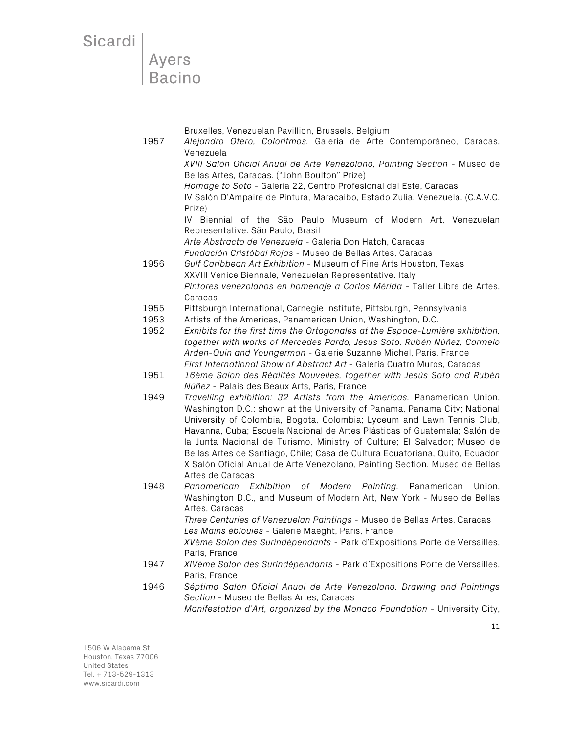Bruxelles, Venezuelan Pavillion, Brussels, Belgium

1957 *Alejandro Otero, Coloritmos.* Galería de Arte Contemporáneo, Caracas, Venezuela

*XVIII Salón Oficial Anual de Arte Venezolano, Painting Section* - Museo de Bellas Artes, Caracas. ("John Boulton" Prize)

*Homage to Soto* - Galería 22, Centro Profesional del Este, Caracas

IV Salón D'Ampaire de Pintura, Maracaibo, Estado Zulia, Venezuela. (C.A.V.C. Prize)

IV Biennial of the São Paulo Museum of Modern Art, Venezuelan Representative. São Paulo, Brasil

*Arte Abstracto de Venezuela* - Galería Don Hatch, Caracas

*Fundación Cristóbal Rojas* - Museo de Bellas Artes, Caracas

1956 *Gulf Caribbean Art Exhibition* - Museum of Fine Arts Houston, Texas

XXVIII Venice Biennale, Venezuelan Representative. Italy

*Pintores venezolanos en homenaje a Carlos Mérida* - Taller Libre de Artes, Caracas

1955 Pittsburgh International, Carnegie Institute, Pittsburgh, Pennsylvania

1953 Artists of the Americas, Panamerican Union, Washington, D.C.

1952 *Exhibits for the first time the Ortogonales at the Espace-Lumière exhibition, together with works of Mercedes Pardo, Jesús Soto, Rubén Núñez, Carmelo Arden-Quin and Youngerman* - Galerie Suzanne Michel, Paris, France

*First International Show of Abstract Art* - Galería Cuatro Muros, Caracas

1951 *16ème Salon des Réalités Nouvelles, together with Jesús Soto and Rubén Núñez* - Palais des Beaux Arts, Paris, France

1949 *Travelling exhibition: 32 Artists from the Americas.* Panamerican Union, Washington D.C.: shown at the University of Panama, Panama City; National University of Colombia, Bogota, Colombia; Lyceum and Lawn Tennis Club, Havanna, Cuba; Escuela Nacional de Artes Plásticas of Guatemala; Salón de la Junta Nacional de Turismo, Ministry of Culture; El Salvador; Museo de Bellas Artes de Santiago, Chile; Casa de Cultura Ecuatoriana, Quito, Ecuador

X Salón Oficial Anual de Arte Venezolano, Painting Section. Museo de Bellas Artes de Caracas

1948 *Panamerican Exhibition of Modern Painting.* Panamerican Union, Washington D.C., and Museum of Modern Art, New York - Museo de Bellas Artes, Caracas

*Three Centuries of Venezuelan Paintings* - Museo de Bellas Artes, Caracas

*Les Mains éblouies* - Galerie Maeght, Paris, France

*XVème Salon des Surindépendants* - Park d'Expositions Porte de Versailles, Paris, France

1947 *XIVème Salon des Surindépendants* - Park d'Expositions Porte de Versailles, Paris, France

1946 *Séptimo Salón Oficial Anual de Arte Venezolano. Drawing and Paintings Section* - Museo de Bellas Artes, Caracas

*Manifestation d'Art, organized by the Monaco Foundation* - University City,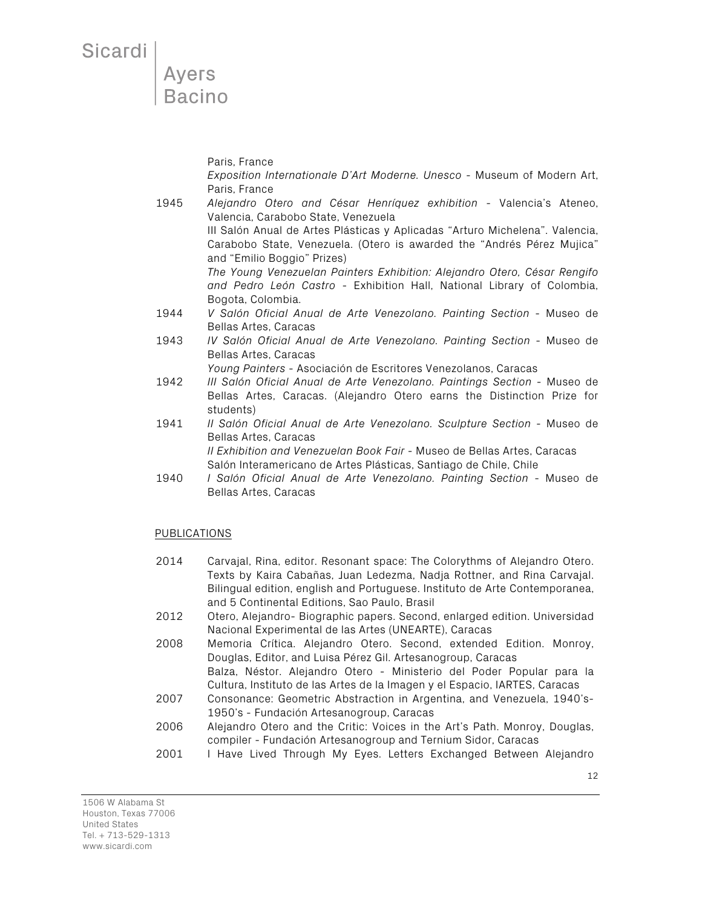Paris, France
*Exposition Internationale D'Art Moderne. Unesco* - Museum of Modern Art, Paris, France

1945 *Alejandro Otero and César Henríquez exhibition* - Valencia's Ateneo, Valencia, Carabobo State, Venezuela
III Salón Anual de Artes Plásticas y Aplicadas "Arturo Michelena". Valencia, Carabobo State, Venezuela. (Otero is awarded the "Andrés Pérez Mujica" and "Emilio Boggio" Prizes)
*The Young Venezuelan Painters Exhibition: Alejandro Otero, César Rengifo and Pedro León Castro* - Exhibition Hall, National Library of Colombia, Bogota, Colombia.

1944 *V Salón Oficial Anual de Arte Venezolano. Painting Section* - Museo de Bellas Artes, Caracas

1943 *IV Salón Oficial Anual de Arte Venezolano. Painting Section* - Museo de Bellas Artes, Caracas
*Young Painters* - Asociación de Escritores Venezolanos, Caracas

1942 *III Salón Oficial Anual de Arte Venezolano. Paintings Section* - Museo de Bellas Artes, Caracas. (Alejandro Otero earns the Distinction Prize for students)

1941 *II Salón Oficial Anual de Arte Venezolano. Sculpture Section* - Museo de Bellas Artes, Caracas
*II Exhibition and Venezuelan Book Fair* - Museo de Bellas Artes, Caracas
Salón Interamericano de Artes Plásticas, Santiago de Chile, Chile

1940 *I Salón Oficial Anual de Arte Venezolano. Painting Section* - Museo de Bellas Artes, Caracas

## PUBLICATIONS

2014 Carvajal, Rina, editor. Resonant space: The Colorythms of Alejandro Otero. Texts by Kaira Cabañas, Juan Ledezma, Nadja Rottner, and Rina Carvajal. Bilingual edition, english and Portuguese. Instituto de Arte Contemporanea, and 5 Continental Editions, Sao Paulo, Brasil

2012 Otero, Alejandro- Biographic papers. Second, enlarged edition. Universidad Nacional Experimental de las Artes (UNEARTE), Caracas

2008 Memoria Crítica. Alejandro Otero. Second, extended Edition. Monroy, Douglas, Editor, and Luisa Pérez Gil. Artesanogroup, Caracas
Balza, Néstor. Alejandro Otero - Ministerio del Poder Popular para la Cultura, Instituto de las Artes de la Imagen y el Espacio, IARTES, Caracas

2007 Consonance: Geometric Abstraction in Argentina, and Venezuela, 1940's-1950's - Fundación Artesanogroup, Caracas

2006 Alejandro Otero and the Critic: Voices in the Art's Path. Monroy, Douglas, compiler - Fundación Artesanogroup and Ternium Sidor, Caracas

2001 I Have Lived Through My Eyes. Letters Exchanged Between Alejandro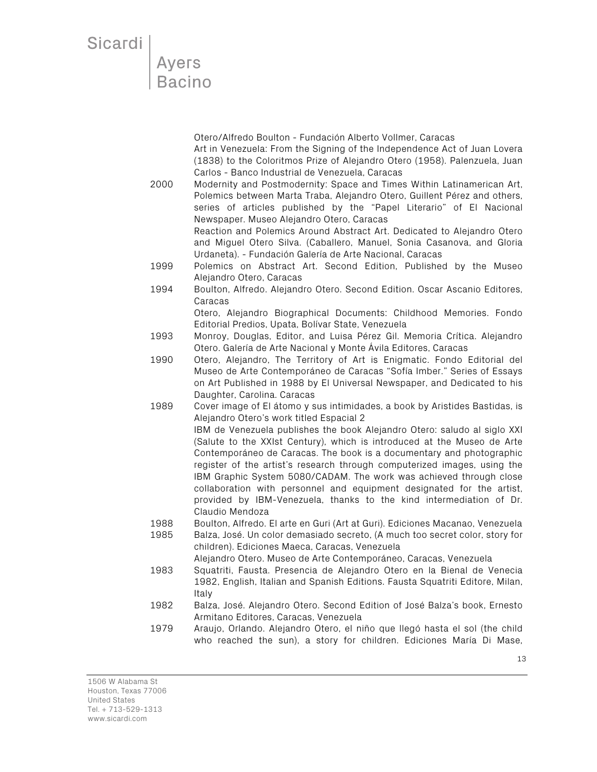Otero/Alfredo Boulton - Fundación Alberto Vollmer, Caracas
Art in Venezuela: From the Signing of the Independence Act of Juan Lovera (1838) to the Coloritmos Prize of Alejandro Otero (1958). Palenzuela, Juan Carlos - Banco Industrial de Venezuela, Caracas

2000 Modernity and Postmodernity: Space and Times Within Latinamerican Art, Polemics between Marta Traba, Alejandro Otero, Guillent Pérez and others, series of articles published by the "Papel Literario" of El Nacional Newspaper. Museo Alejandro Otero, Caracas
Reaction and Polemics Around Abstract Art. Dedicated to Alejandro Otero and Miguel Otero Silva. (Caballero, Manuel, Sonia Casanova, and Gloria Urdaneta). - Fundación Galería de Arte Nacional, Caracas

1999 Polemics on Abstract Art. Second Edition, Published by the Museo Alejandro Otero, Caracas

1994 Boulton, Alfredo. Alejandro Otero. Second Edition. Oscar Ascanio Editores, Caracas
Otero, Alejandro Biographical Documents: Childhood Memories. Fondo Editorial Predios, Upata, Bolívar State, Venezuela

1993 Monroy, Douglas, Editor, and Luisa Pérez Gil. Memoria Crítica. Alejandro Otero. Galería de Arte Nacional y Monte Ávila Editores, Caracas

1990 Otero, Alejandro, The Territory of Art is Enigmatic. Fondo Editorial del Museo de Arte Contemporáneo de Caracas "Sofía Imber." Series of Essays on Art Published in 1988 by El Universal Newspaper, and Dedicated to his Daughter, Carolina. Caracas

1989 Cover image of El átomo y sus intimidades, a book by Aristides Bastidas, is Alejandro Otero's work titled Espacial 2
IBM de Venezuela publishes the book Alejandro Otero: saludo al siglo XXI (Salute to the XXIst Century), which is introduced at the Museo de Arte Contemporáneo de Caracas. The book is a documentary and photographic register of the artist's research through computerized images, using the IBM Graphic System 5080/CADAM. The work was achieved through close collaboration with personnel and equipment designated for the artist, provided by IBM-Venezuela, thanks to the kind intermediation of Dr. Claudio Mendoza

1988 Boulton, Alfredo. El arte en Guri (Art at Guri). Ediciones Macanao, Venezuela

1985 Balza, José. Un color demasiado secreto, (A much too secret color, story for children). Ediciones Maeca, Caracas, Venezuela
Alejandro Otero. Museo de Arte Contemporáneo, Caracas, Venezuela

1983 Squatriti, Fausta. Presencia de Alejandro Otero en la Bienal de Venecia 1982, English, Italian and Spanish Editions. Fausta Squatriti Editore, Milan, Italy

1982 Balza, José. Alejandro Otero. Second Edition of José Balza's book, Ernesto Armitano Editores, Caracas, Venezuela

1979 Araujo, Orlando. Alejandro Otero, el niño que llegó hasta el sol (the child who reached the sun), a story for children. Ediciones María Di Mase,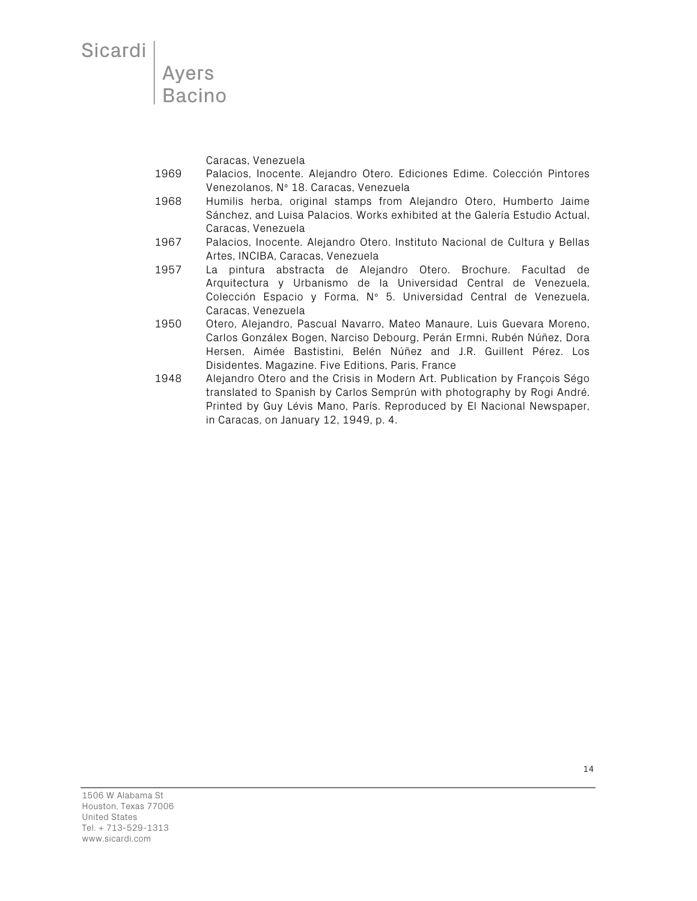Caracas, Venezuela

1969 Palacios, Inocente. Alejandro Otero. Ediciones Edime. Colección Pintores Venezolanos, N° 18. Caracas, Venezuela

1968 Humilis herba, original stamps from Alejandro Otero, Humberto Jaime Sánchez, and Luisa Palacios. Works exhibited at the Galería Estudio Actual, Caracas, Venezuela

1967 Palacios, Inocente. Alejandro Otero. Instituto Nacional de Cultura y Bellas Artes, INCIBA, Caracas, Venezuela

1957 La pintura abstracta de Alejandro Otero. Brochure. Facultad de Arquitectura y Urbanismo de la Universidad Central de Venezuela, Colección Espacio y Forma, N° 5. Universidad Central de Venezuela, Caracas, Venezuela

1950 Otero, Alejandro, Pascual Navarro, Mateo Manaure, Luis Guevara Moreno, Carlos Gonzálex Bogen, Narciso Debourg, Perán Ermni, Rubén Núñez, Dora Hersen, Aimée Bastistini, Belén Núñez and J.R. Guillent Pérez. Los Disidentes. Magazine. Five Editions, Paris, France

1948 Alejandro Otero and the Crisis in Modern Art. Publication by François Ségo translated to Spanish by Carlos Semprún with photography by Rogi André. Printed by Guy Lévis Mano, París. Reproduced by El Nacional Newspaper, in Caracas, on January 12, 1949, p. 4.